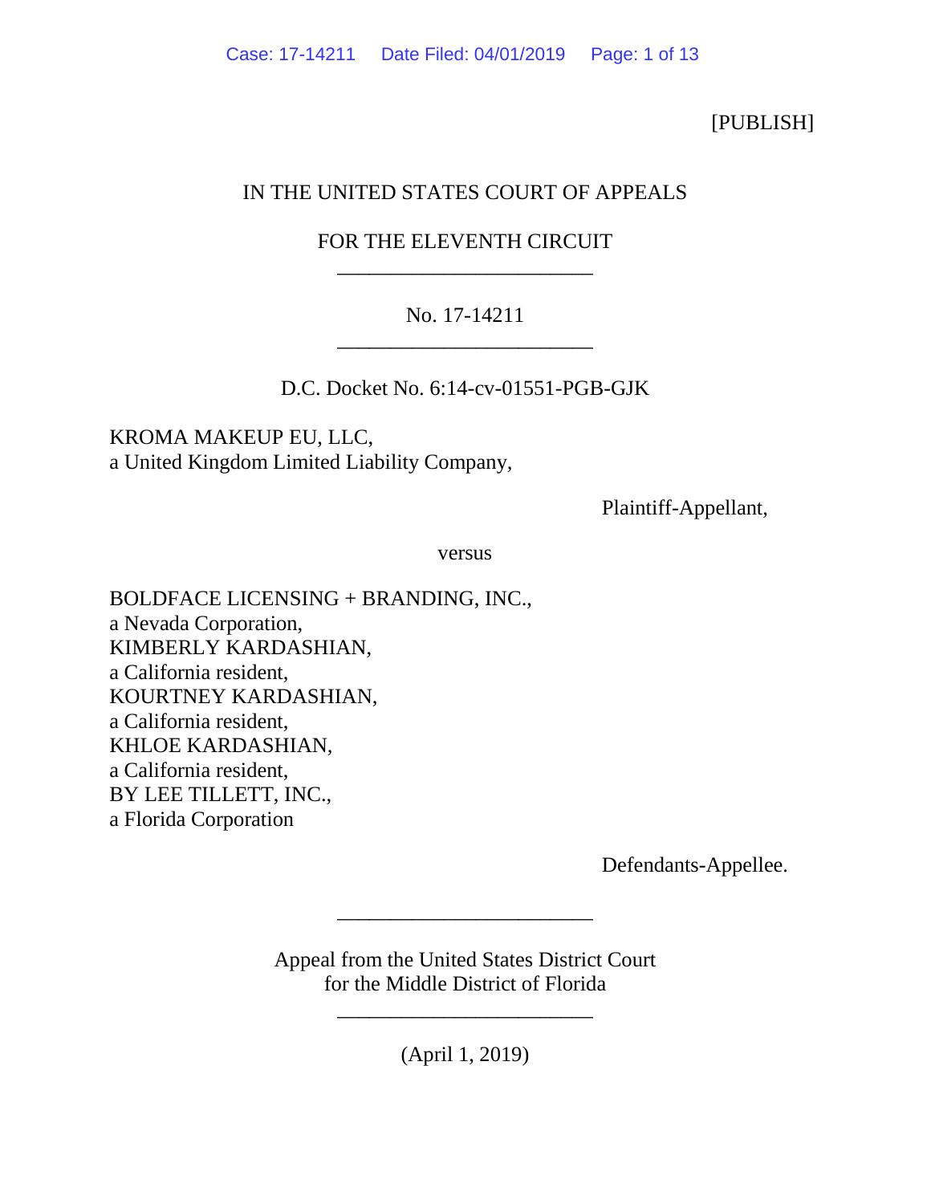[PUBLISH]

IN THE UNITED STATES COURT OF APPEALS

FOR THE ELEVENTH CIRCUIT

________________________

No. 17-14211

________________________

D.C. Docket No. 6:14-cv-01551-PGB-GJK

KROMA MAKEUP EU, LLC,
a United Kingdom Limited Liability Company,

Plaintiff-Appellant,

versus

BOLDFACE LICENSING + BRANDING, INC.,
a Nevada Corporation,
KIMBERLY KARDASHIAN,
a California resident,
KOURTNEY KARDASHIAN,
a California resident,
KHLOE KARDASHIAN,
a California resident,
BY LEE TILLETT, INC.,
a Florida Corporation

Defendants-Appellee.

________________________

Appeal from the United States District Court
for the Middle District of Florida

________________________

(April 1, 2019)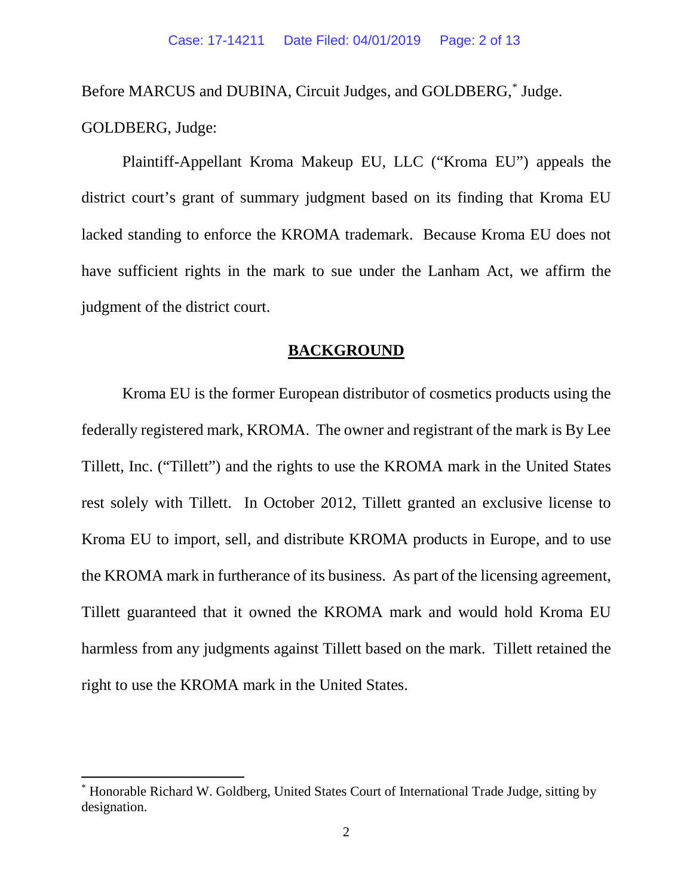Before MARCUS and DUBINA, Circuit Judges, and GOLDBERG,* Judge.

GOLDBERG, Judge:

Plaintiff-Appellant Kroma Makeup EU, LLC ("Kroma EU") appeals the district court's grant of summary judgment based on its finding that Kroma EU lacked standing to enforce the KROMA trademark. Because Kroma EU does not have sufficient rights in the mark to sue under the Lanham Act, we affirm the judgment of the district court.

## BACKGROUND

Kroma EU is the former European distributor of cosmetics products using the federally registered mark, KROMA. The owner and registrant of the mark is By Lee Tillett, Inc. ("Tillett") and the rights to use the KROMA mark in the United States rest solely with Tillett. In October 2012, Tillett granted an exclusive license to Kroma EU to import, sell, and distribute KROMA products in Europe, and to use the KROMA mark in furtherance of its business. As part of the licensing agreement, Tillett guaranteed that it owned the KROMA mark and would hold Kroma EU harmless from any judgments against Tillett based on the mark. Tillett retained the right to use the KROMA mark in the United States.

---

* Honorable Richard W. Goldberg, United States Court of International Trade Judge, sitting by designation.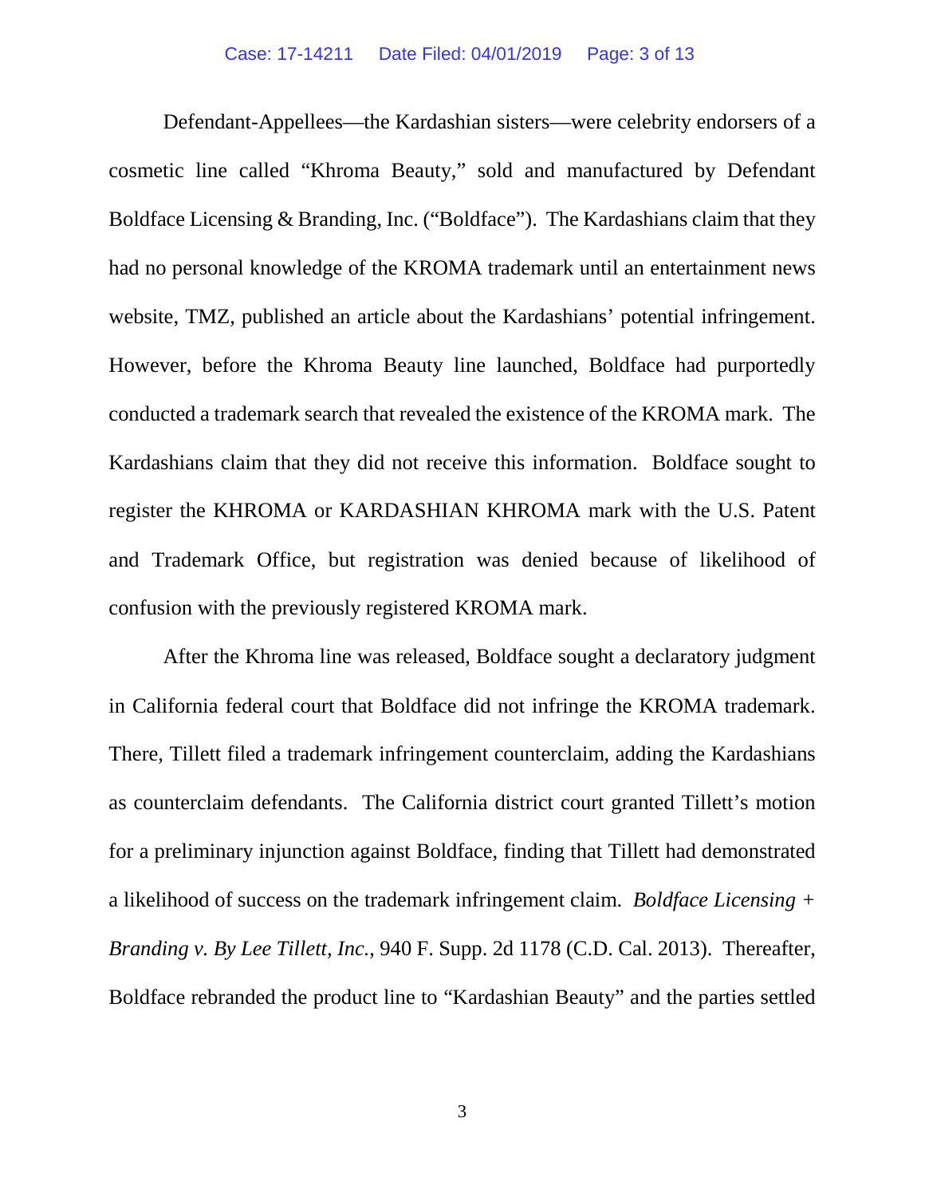Defendant-Appellees—the Kardashian sisters—were celebrity endorsers of a cosmetic line called "Khroma Beauty," sold and manufactured by Defendant Boldface Licensing & Branding, Inc. ("Boldface"). The Kardashians claim that they had no personal knowledge of the KROMA trademark until an entertainment news website, TMZ, published an article about the Kardashians' potential infringement. However, before the Khroma Beauty line launched, Boldface had purportedly conducted a trademark search that revealed the existence of the KROMA mark. The Kardashians claim that they did not receive this information. Boldface sought to register the KHROMA or KARDASHIAN KHROMA mark with the U.S. Patent and Trademark Office, but registration was denied because of likelihood of confusion with the previously registered KROMA mark.

After the Khroma line was released, Boldface sought a declaratory judgment in California federal court that Boldface did not infringe the KROMA trademark. There, Tillett filed a trademark infringement counterclaim, adding the Kardashians as counterclaim defendants. The California district court granted Tillett's motion for a preliminary injunction against Boldface, finding that Tillett had demonstrated a likelihood of success on the trademark infringement claim. *Boldface Licensing + Branding v. By Lee Tillett, Inc.*, 940 F. Supp. 2d 1178 (C.D. Cal. 2013). Thereafter, Boldface rebranded the product line to "Kardashian Beauty" and the parties settled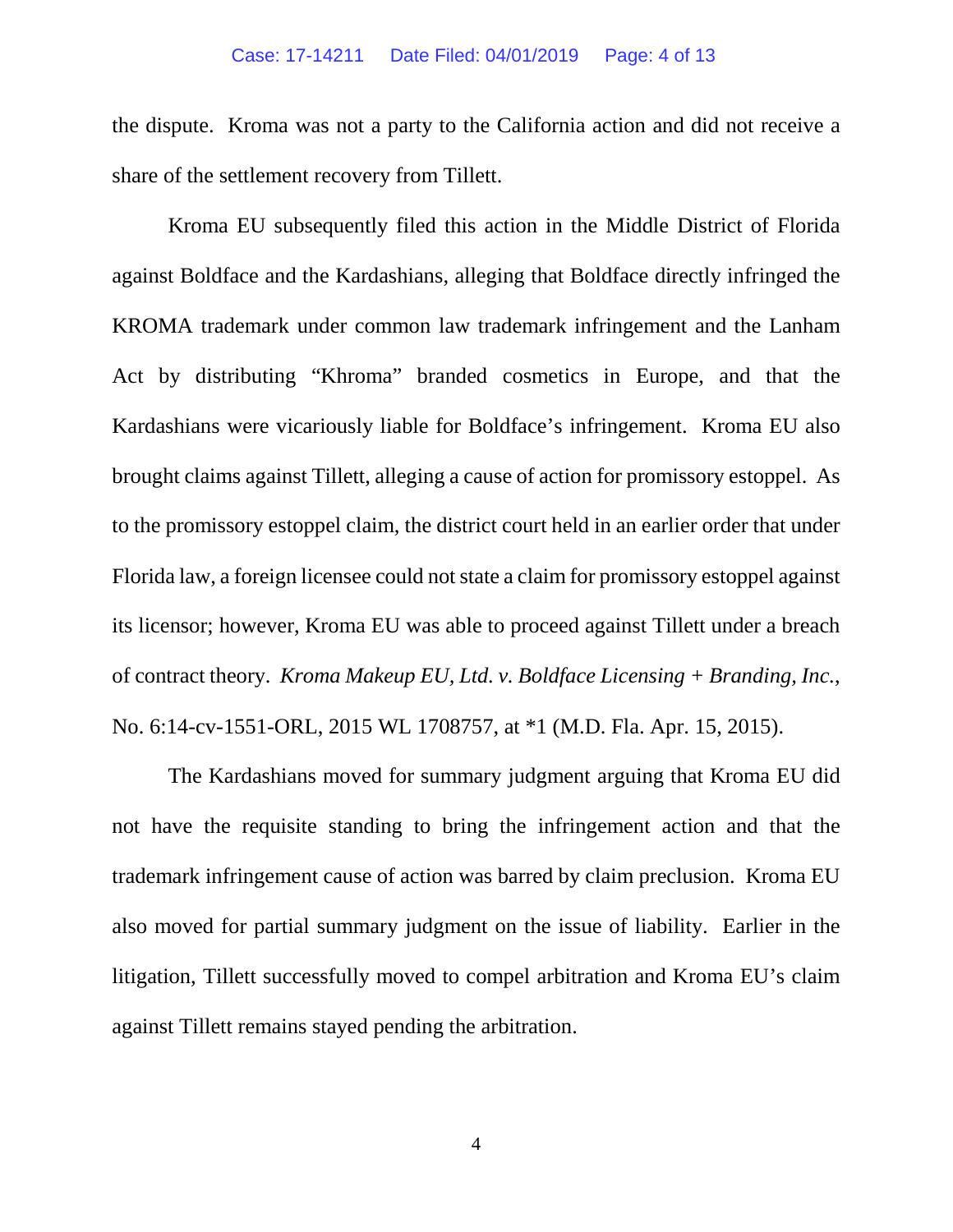the dispute. Kroma was not a party to the California action and did not receive a share of the settlement recovery from Tillett.

Kroma EU subsequently filed this action in the Middle District of Florida against Boldface and the Kardashians, alleging that Boldface directly infringed the KROMA trademark under common law trademark infringement and the Lanham Act by distributing "Khroma" branded cosmetics in Europe, and that the Kardashians were vicariously liable for Boldface's infringement. Kroma EU also brought claims against Tillett, alleging a cause of action for promissory estoppel. As to the promissory estoppel claim, the district court held in an earlier order that under Florida law, a foreign licensee could not state a claim for promissory estoppel against its licensor; however, Kroma EU was able to proceed against Tillett under a breach of contract theory. *Kroma Makeup EU, Ltd. v. Boldface Licensing + Branding, Inc.*, No. 6:14-cv-1551-ORL, 2015 WL 1708757, at *1 (M.D. Fla. Apr. 15, 2015).

The Kardashians moved for summary judgment arguing that Kroma EU did not have the requisite standing to bring the infringement action and that the trademark infringement cause of action was barred by claim preclusion. Kroma EU also moved for partial summary judgment on the issue of liability. Earlier in the litigation, Tillett successfully moved to compel arbitration and Kroma EU's claim against Tillett remains stayed pending the arbitration.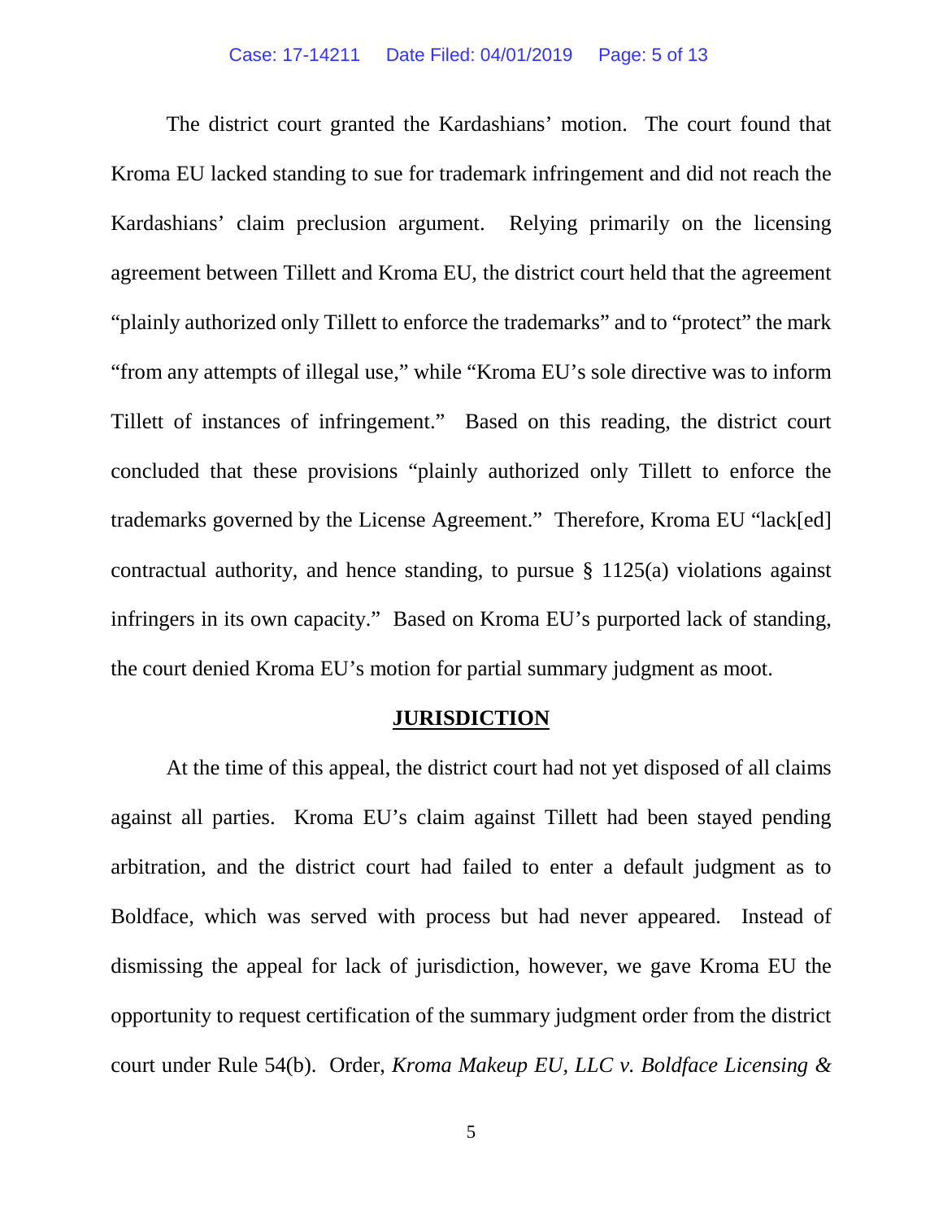The district court granted the Kardashians' motion. The court found that Kroma EU lacked standing to sue for trademark infringement and did not reach the Kardashians' claim preclusion argument. Relying primarily on the licensing agreement between Tillett and Kroma EU, the district court held that the agreement "plainly authorized only Tillett to enforce the trademarks" and to "protect" the mark "from any attempts of illegal use," while "Kroma EU's sole directive was to inform Tillett of instances of infringement." Based on this reading, the district court concluded that these provisions "plainly authorized only Tillett to enforce the trademarks governed by the License Agreement." Therefore, Kroma EU "lack[ed] contractual authority, and hence standing, to pursue § 1125(a) violations against infringers in its own capacity." Based on Kroma EU's purported lack of standing, the court denied Kroma EU's motion for partial summary judgment as moot.

## JURISDICTION

At the time of this appeal, the district court had not yet disposed of all claims against all parties. Kroma EU's claim against Tillett had been stayed pending arbitration, and the district court had failed to enter a default judgment as to Boldface, which was served with process but had never appeared. Instead of dismissing the appeal for lack of jurisdiction, however, we gave Kroma EU the opportunity to request certification of the summary judgment order from the district court under Rule 54(b). Order, *Kroma Makeup EU, LLC v. Boldface Licensing &*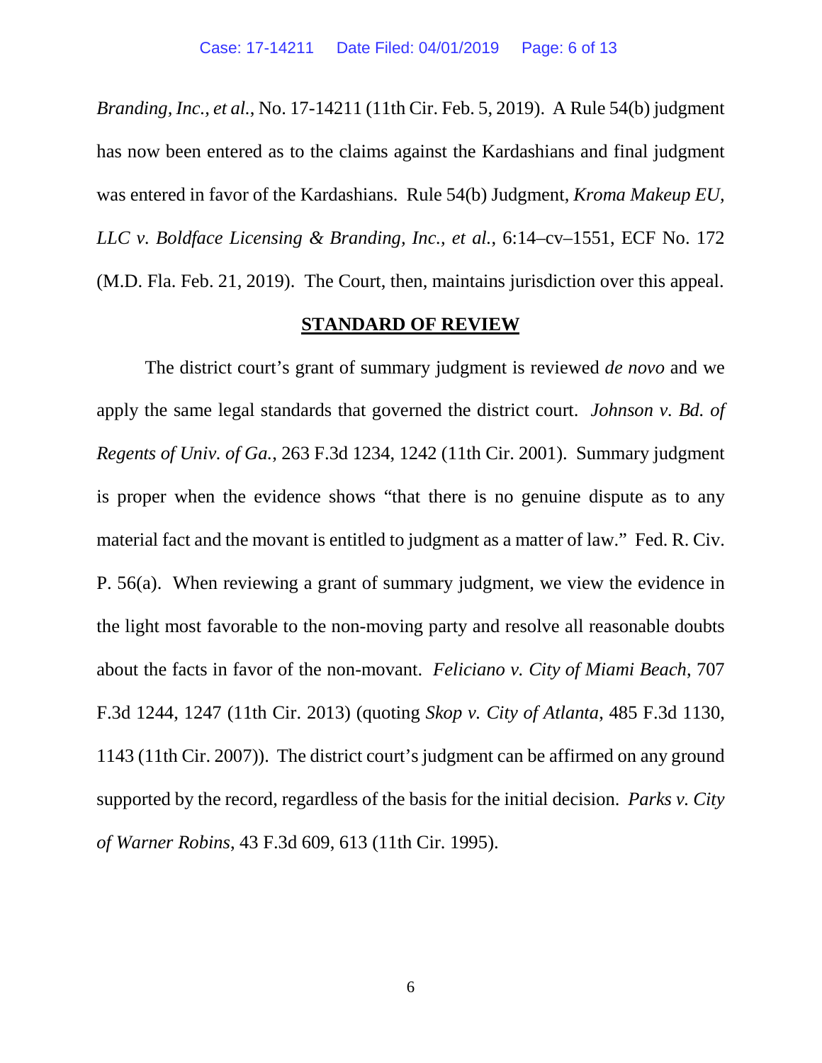*Branding, Inc., et al.*, No. 17-14211 (11th Cir. Feb. 5, 2019). A Rule 54(b) judgment has now been entered as to the claims against the Kardashians and final judgment was entered in favor of the Kardashians. Rule 54(b) Judgment, *Kroma Makeup EU, LLC v. Boldface Licensing & Branding, Inc., et al.*, 6:14–cv–1551, ECF No. 172 (M.D. Fla. Feb. 21, 2019). The Court, then, maintains jurisdiction over this appeal.

## STANDARD OF REVIEW

The district court's grant of summary judgment is reviewed *de novo* and we apply the same legal standards that governed the district court. *Johnson v. Bd. of Regents of Univ. of Ga.*, 263 F.3d 1234, 1242 (11th Cir. 2001). Summary judgment is proper when the evidence shows "that there is no genuine dispute as to any material fact and the movant is entitled to judgment as a matter of law." Fed. R. Civ. P. 56(a). When reviewing a grant of summary judgment, we view the evidence in the light most favorable to the non-moving party and resolve all reasonable doubts about the facts in favor of the non-movant. *Feliciano v. City of Miami Beach*, 707 F.3d 1244, 1247 (11th Cir. 2013) (quoting *Skop v. City of Atlanta*, 485 F.3d 1130, 1143 (11th Cir. 2007)). The district court's judgment can be affirmed on any ground supported by the record, regardless of the basis for the initial decision. *Parks v. City of Warner Robins*, 43 F.3d 609, 613 (11th Cir. 1995).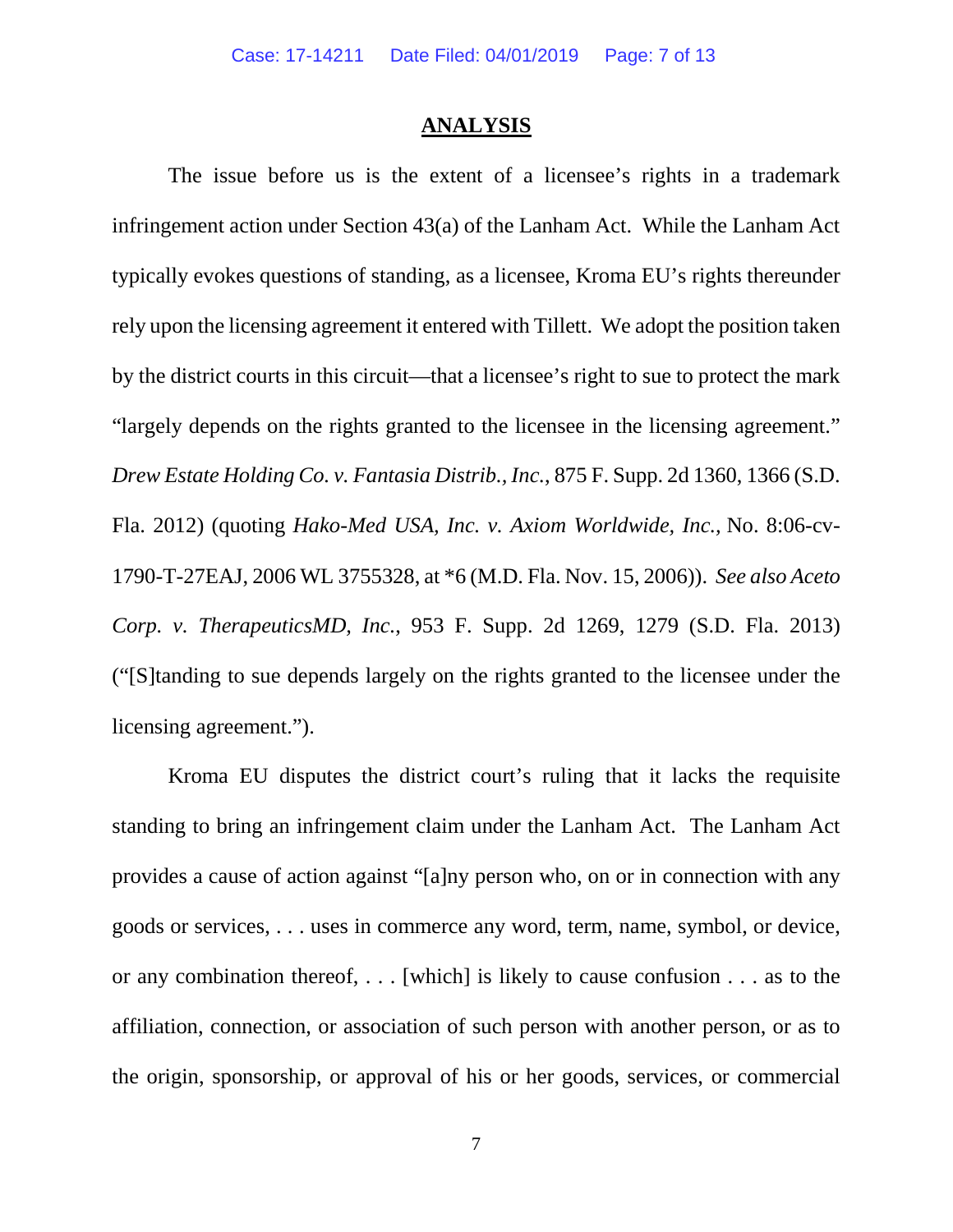## ANALYSIS

The issue before us is the extent of a licensee's rights in a trademark infringement action under Section 43(a) of the Lanham Act. While the Lanham Act typically evokes questions of standing, as a licensee, Kroma EU's rights thereunder rely upon the licensing agreement it entered with Tillett. We adopt the position taken by the district courts in this circuit—that a licensee's right to sue to protect the mark "largely depends on the rights granted to the licensee in the licensing agreement." *Drew Estate Holding Co. v. Fantasia Distrib., Inc.*, 875 F. Supp. 2d 1360, 1366 (S.D. Fla. 2012) (quoting *Hako-Med USA, Inc. v. Axiom Worldwide, Inc.*, No. 8:06-cv-1790-T-27EAJ, 2006 WL 3755328, at *6 (M.D. Fla. Nov. 15, 2006)). *See also Aceto Corp. v. TherapeuticsMD, Inc.*, 953 F. Supp. 2d 1269, 1279 (S.D. Fla. 2013) ("[S]tanding to sue depends largely on the rights granted to the licensee under the licensing agreement.").

Kroma EU disputes the district court's ruling that it lacks the requisite standing to bring an infringement claim under the Lanham Act. The Lanham Act provides a cause of action against "[a]ny person who, on or in connection with any goods or services, . . . uses in commerce any word, term, name, symbol, or device, or any combination thereof, . . . [which] is likely to cause confusion . . . as to the affiliation, connection, or association of such person with another person, or as to the origin, sponsorship, or approval of his or her goods, services, or commercial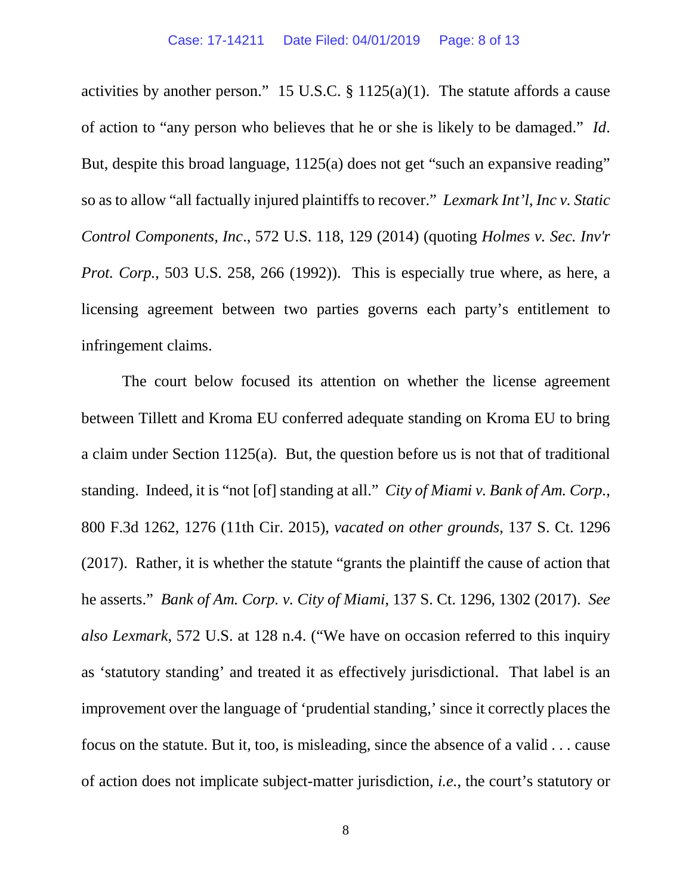activities by another person." 15 U.S.C. § 1125(a)(1). The statute affords a cause of action to "any person who believes that he or she is likely to be damaged." *Id*. But, despite this broad language, 1125(a) does not get "such an expansive reading" so as to allow "all factually injured plaintiffs to recover." *Lexmark Int'l, Inc v. Static Control Components, Inc*., 572 U.S. 118, 129 (2014) (quoting *Holmes v. Sec. Inv'r Prot. Corp.*, 503 U.S. 258, 266 (1992)). This is especially true where, as here, a licensing agreement between two parties governs each party's entitlement to infringement claims.

The court below focused its attention on whether the license agreement between Tillett and Kroma EU conferred adequate standing on Kroma EU to bring a claim under Section 1125(a). But, the question before us is not that of traditional standing. Indeed, it is "not [of] standing at all." *City of Miami v. Bank of Am. Corp.*, 800 F.3d 1262, 1276 (11th Cir. 2015), *vacated on other grounds*, 137 S. Ct. 1296 (2017). Rather, it is whether the statute "grants the plaintiff the cause of action that he asserts." *Bank of Am. Corp. v. City of Miami*, 137 S. Ct. 1296, 1302 (2017). *See also Lexmark*, 572 U.S. at 128 n.4. ("We have on occasion referred to this inquiry as 'statutory standing' and treated it as effectively jurisdictional. That label is an improvement over the language of 'prudential standing,' since it correctly places the focus on the statute. But it, too, is misleading, since the absence of a valid . . . cause of action does not implicate subject-matter jurisdiction, *i.e.*, the court's statutory or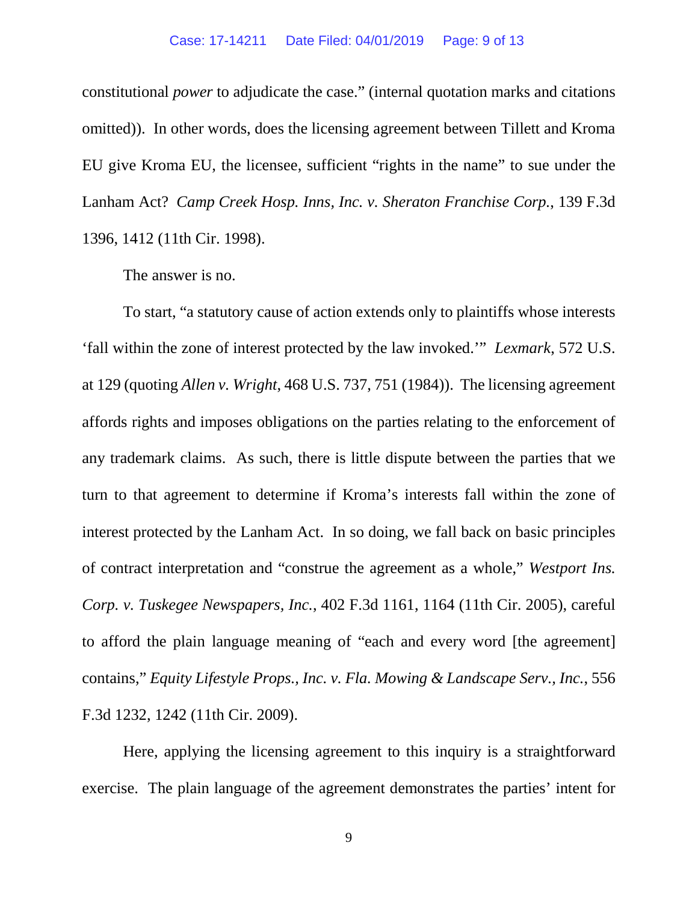constitutional *power* to adjudicate the case." (internal quotation marks and citations omitted)). In other words, does the licensing agreement between Tillett and Kroma EU give Kroma EU, the licensee, sufficient "rights in the name" to sue under the Lanham Act? *Camp Creek Hosp. Inns, Inc. v. Sheraton Franchise Corp.*, 139 F.3d 1396, 1412 (11th Cir. 1998).

The answer is no.

To start, "a statutory cause of action extends only to plaintiffs whose interests 'fall within the zone of interest protected by the law invoked.'" *Lexmark*, 572 U.S. at 129 (quoting *Allen v. Wright*, 468 U.S. 737, 751 (1984)). The licensing agreement affords rights and imposes obligations on the parties relating to the enforcement of any trademark claims. As such, there is little dispute between the parties that we turn to that agreement to determine if Kroma's interests fall within the zone of interest protected by the Lanham Act. In so doing, we fall back on basic principles of contract interpretation and "construe the agreement as a whole," *Westport Ins. Corp. v. Tuskegee Newspapers, Inc.*, 402 F.3d 1161, 1164 (11th Cir. 2005), careful to afford the plain language meaning of "each and every word [the agreement] contains," *Equity Lifestyle Props., Inc. v. Fla. Mowing & Landscape Serv., Inc.*, 556 F.3d 1232, 1242 (11th Cir. 2009).

Here, applying the licensing agreement to this inquiry is a straightforward exercise. The plain language of the agreement demonstrates the parties' intent for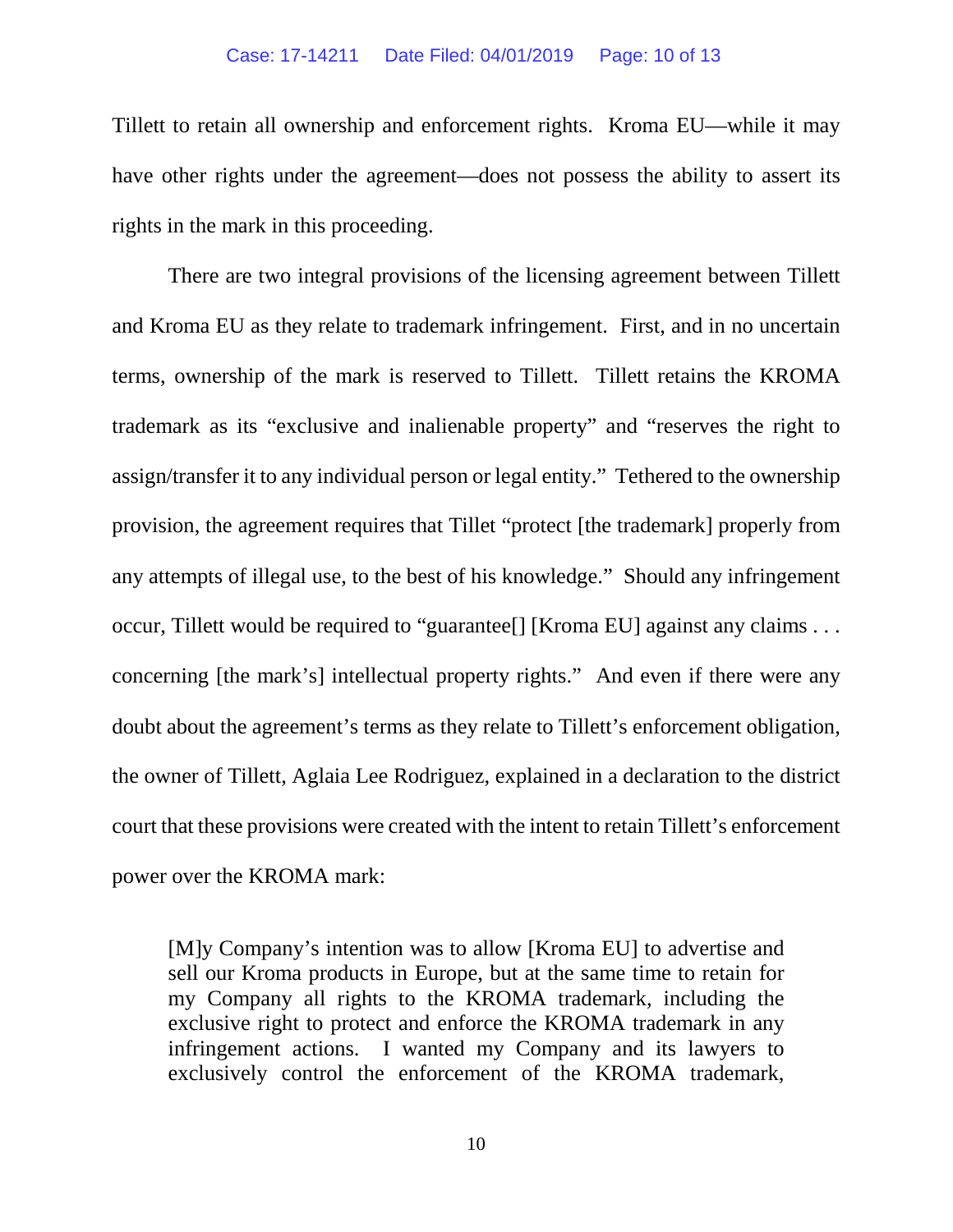Tillett to retain all ownership and enforcement rights. Kroma EU—while it may have other rights under the agreement—does not possess the ability to assert its rights in the mark in this proceeding.

There are two integral provisions of the licensing agreement between Tillett and Kroma EU as they relate to trademark infringement. First, and in no uncertain terms, ownership of the mark is reserved to Tillett. Tillett retains the KROMA trademark as its "exclusive and inalienable property" and "reserves the right to assign/transfer it to any individual person or legal entity." Tethered to the ownership provision, the agreement requires that Tillet "protect [the trademark] properly from any attempts of illegal use, to the best of his knowledge." Should any infringement occur, Tillett would be required to "guarantee[] [Kroma EU] against any claims . . . concerning [the mark's] intellectual property rights." And even if there were any doubt about the agreement's terms as they relate to Tillett's enforcement obligation, the owner of Tillett, Aglaia Lee Rodriguez, explained in a declaration to the district court that these provisions were created with the intent to retain Tillett's enforcement power over the KROMA mark:

> [M]y Company's intention was to allow [Kroma EU] to advertise and sell our Kroma products in Europe, but at the same time to retain for my Company all rights to the KROMA trademark, including the exclusive right to protect and enforce the KROMA trademark in any infringement actions. I wanted my Company and its lawyers to exclusively control the enforcement of the KROMA trademark,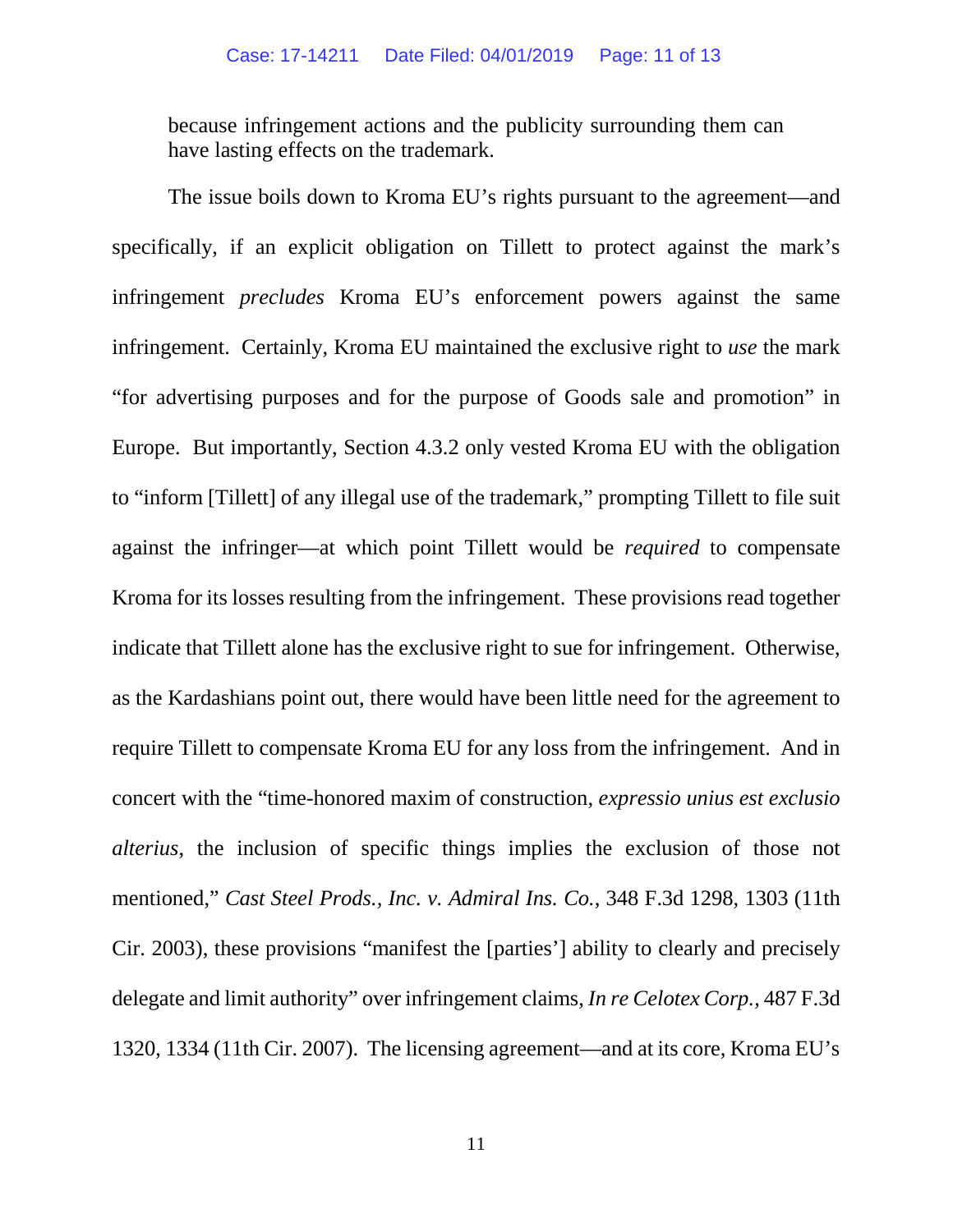because infringement actions and the publicity surrounding them can have lasting effects on the trademark.

The issue boils down to Kroma EU's rights pursuant to the agreement—and specifically, if an explicit obligation on Tillett to protect against the mark's infringement *precludes* Kroma EU's enforcement powers against the same infringement. Certainly, Kroma EU maintained the exclusive right to *use* the mark "for advertising purposes and for the purpose of Goods sale and promotion" in Europe. But importantly, Section 4.3.2 only vested Kroma EU with the obligation to "inform [Tillett] of any illegal use of the trademark," prompting Tillett to file suit against the infringer—at which point Tillett would be *required* to compensate Kroma for its losses resulting from the infringement. These provisions read together indicate that Tillett alone has the exclusive right to sue for infringement. Otherwise, as the Kardashians point out, there would have been little need for the agreement to require Tillett to compensate Kroma EU for any loss from the infringement. And in concert with the "time-honored maxim of construction, *expressio unius est exclusio alterius*, the inclusion of specific things implies the exclusion of those not mentioned," *Cast Steel Prods., Inc. v. Admiral Ins. Co.*, 348 F.3d 1298, 1303 (11th Cir. 2003), these provisions "manifest the [parties'] ability to clearly and precisely delegate and limit authority" over infringement claims, *In re Celotex Corp.*, 487 F.3d 1320, 1334 (11th Cir. 2007). The licensing agreement—and at its core, Kroma EU's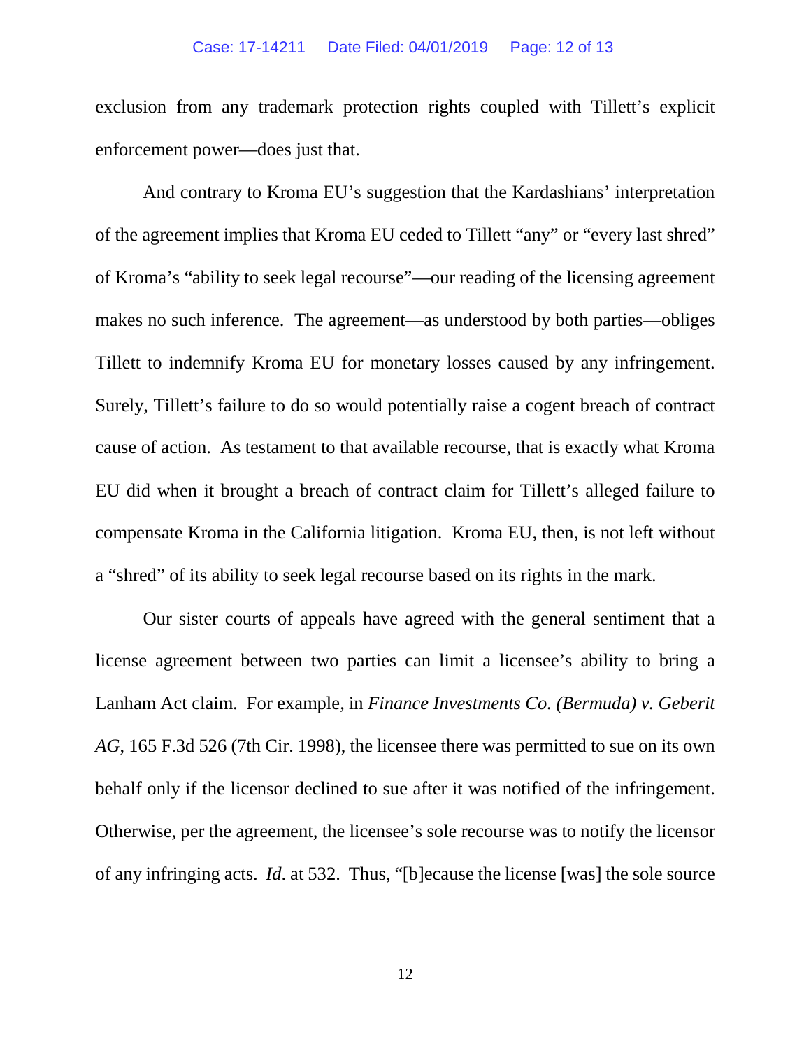exclusion from any trademark protection rights coupled with Tillett's explicit enforcement power—does just that.

And contrary to Kroma EU's suggestion that the Kardashians' interpretation of the agreement implies that Kroma EU ceded to Tillett "any" or "every last shred" of Kroma's "ability to seek legal recourse"—our reading of the licensing agreement makes no such inference. The agreement—as understood by both parties—obliges Tillett to indemnify Kroma EU for monetary losses caused by any infringement. Surely, Tillett's failure to do so would potentially raise a cogent breach of contract cause of action. As testament to that available recourse, that is exactly what Kroma EU did when it brought a breach of contract claim for Tillett's alleged failure to compensate Kroma in the California litigation. Kroma EU, then, is not left without a "shred" of its ability to seek legal recourse based on its rights in the mark.

Our sister courts of appeals have agreed with the general sentiment that a license agreement between two parties can limit a licensee's ability to bring a Lanham Act claim. For example, in *Finance Investments Co. (Bermuda) v. Geberit AG*, 165 F.3d 526 (7th Cir. 1998), the licensee there was permitted to sue on its own behalf only if the licensor declined to sue after it was notified of the infringement. Otherwise, per the agreement, the licensee's sole recourse was to notify the licensor of any infringing acts. *Id*. at 532. Thus, "[b]ecause the license [was] the sole source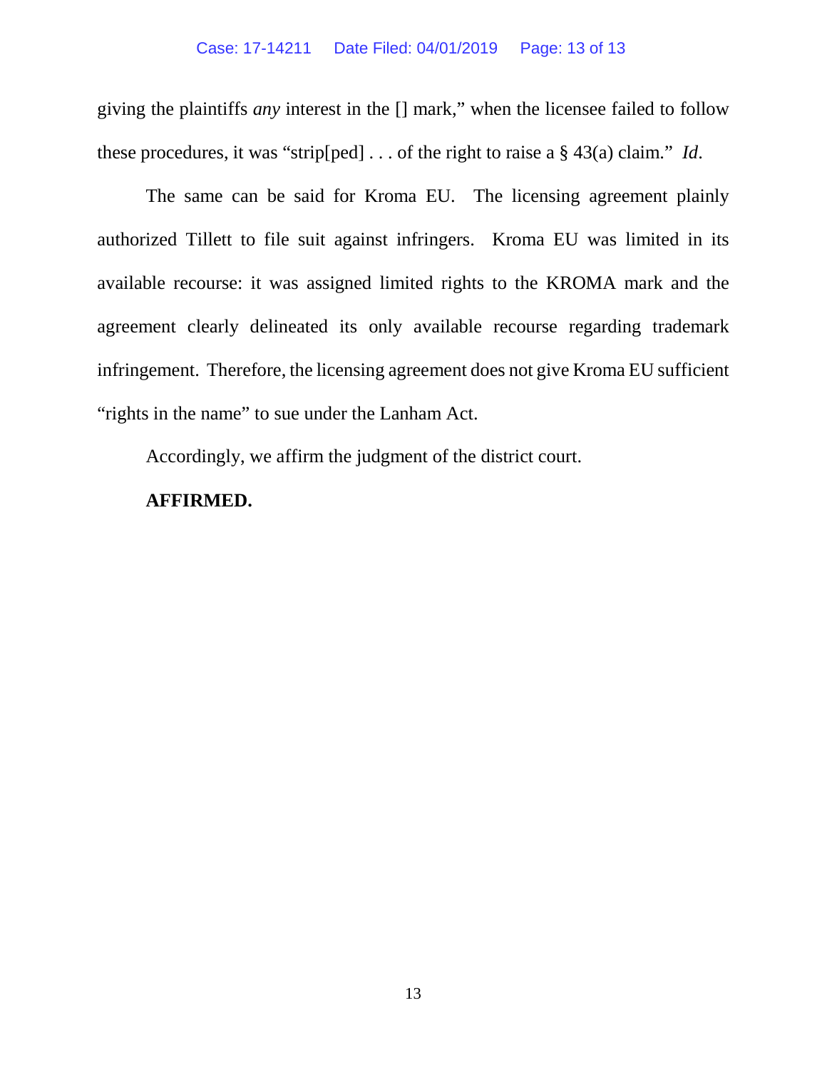giving the plaintiffs *any* interest in the [] mark," when the licensee failed to follow these procedures, it was "strip[ped] . . . of the right to raise a § 43(a) claim." *Id*.

The same can be said for Kroma EU. The licensing agreement plainly authorized Tillett to file suit against infringers. Kroma EU was limited in its available recourse: it was assigned limited rights to the KROMA mark and the agreement clearly delineated its only available recourse regarding trademark infringement. Therefore, the licensing agreement does not give Kroma EU sufficient "rights in the name" to sue under the Lanham Act.

Accordingly, we affirm the judgment of the district court.

**AFFIRMED.**